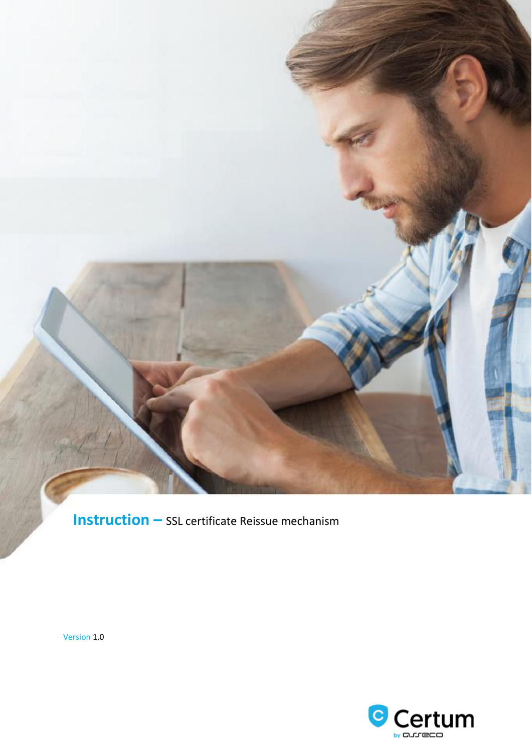# Instruction – SSL certificate Reissue mechanism

Version 1.0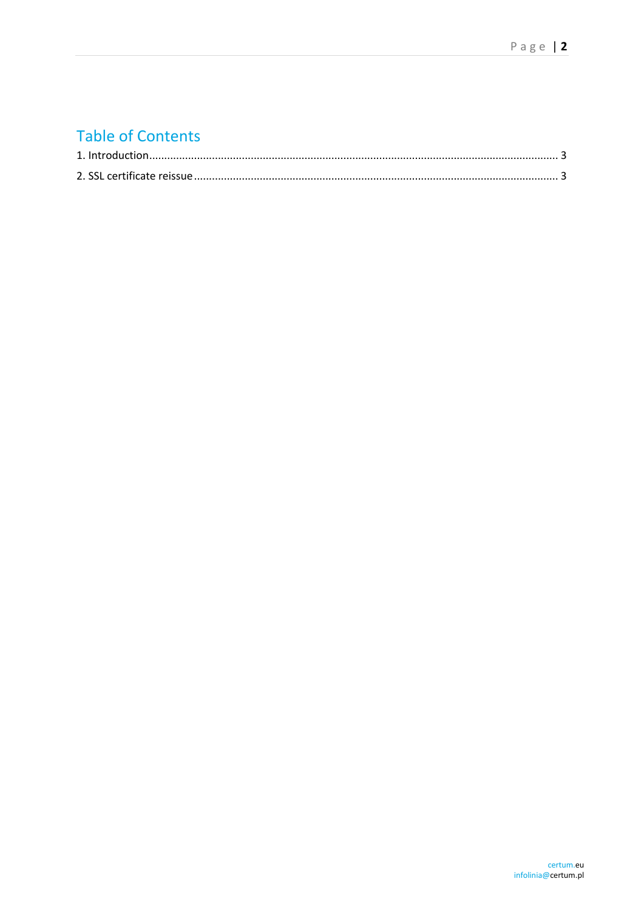# Table of Contents

1. Introduction ........................................................................................................................................ 3

2. SSL certificate reissue ......................................................................................................................... 3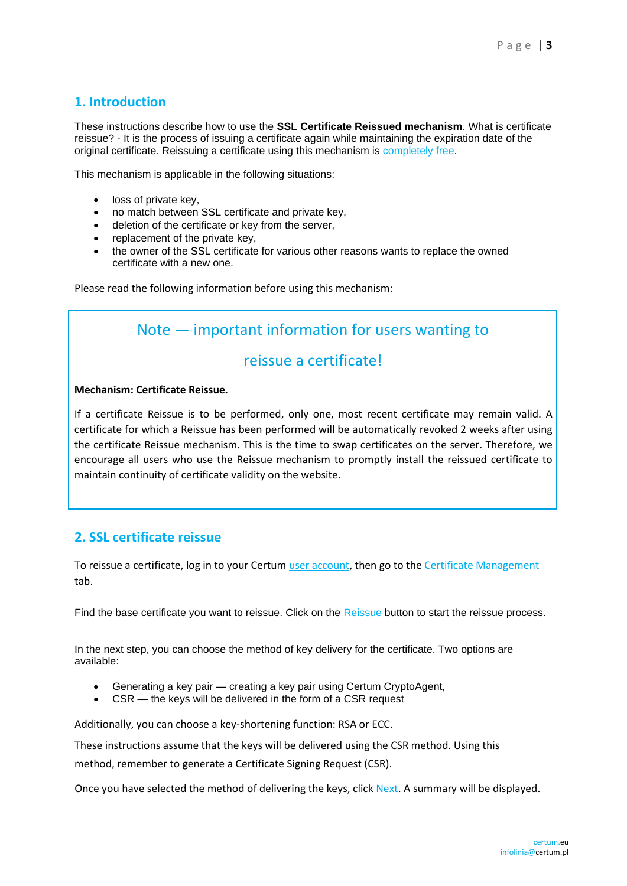## 1. Introduction

These instructions describe how to use the **SSL Certificate Reissued mechanism**. What is certificate reissue? - It is the process of issuing a certificate again while maintaining the expiration date of the original certificate. Reissuing a certificate using this mechanism is completely free.

This mechanism is applicable in the following situations:

- loss of private key,
- no match between SSL certificate and private key,
- deletion of the certificate or key from the server,
- replacement of the private key,
- the owner of the SSL certificate for various other reasons wants to replace the owned certificate with a new one.

Please read the following information before using this mechanism:

> **Note — important information for users wanting to reissue a certificate!**
>
> **Mechanism: Certificate Reissue.**
>
> If a certificate Reissue is to be performed, only one, most recent certificate may remain valid. A certificate for which a Reissue has been performed will be automatically revoked 2 weeks after using the certificate Reissue mechanism. This is the time to swap certificates on the server. Therefore, we encourage all users who use the Reissue mechanism to promptly install the reissued certificate to maintain continuity of certificate validity on the website.

## 2. SSL certificate reissue

To reissue a certificate, log in to your Certum user account, then go to the Certificate Management tab.

Find the base certificate you want to reissue. Click on the Reissue button to start the reissue process.

In the next step, you can choose the method of key delivery for the certificate. Two options are available:

- Generating a key pair — creating a key pair using Certum CryptoAgent,
- CSR — the keys will be delivered in the form of a CSR request

Additionally, you can choose a key-shortening function: RSA or ECC.

These instructions assume that the keys will be delivered using the CSR method. Using this method, remember to generate a Certificate Signing Request (CSR).

Once you have selected the method of delivering the keys, click Next. A summary will be displayed.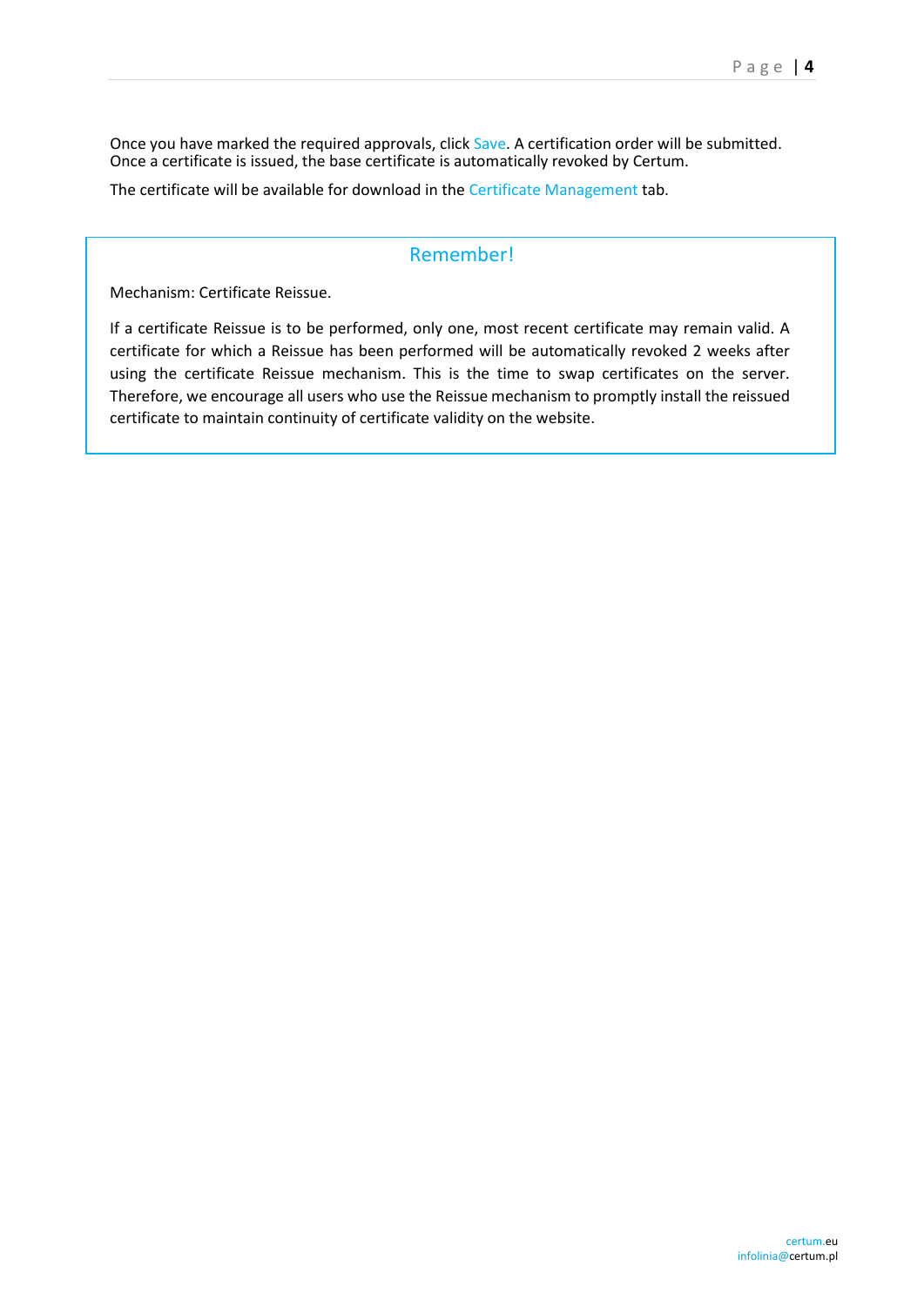Once you have marked the required approvals, click Save. A certification order will be submitted. Once a certificate is issued, the base certificate is automatically revoked by Certum.

The certificate will be available for download in the Certificate Management tab.

## Remember!

Mechanism: Certificate Reissue.

If a certificate Reissue is to be performed, only one, most recent certificate may remain valid. A certificate for which a Reissue has been performed will be automatically revoked 2 weeks after using the certificate Reissue mechanism. This is the time to swap certificates on the server. Therefore, we encourage all users who use the Reissue mechanism to promptly install the reissued certificate to maintain continuity of certificate validity on the website.